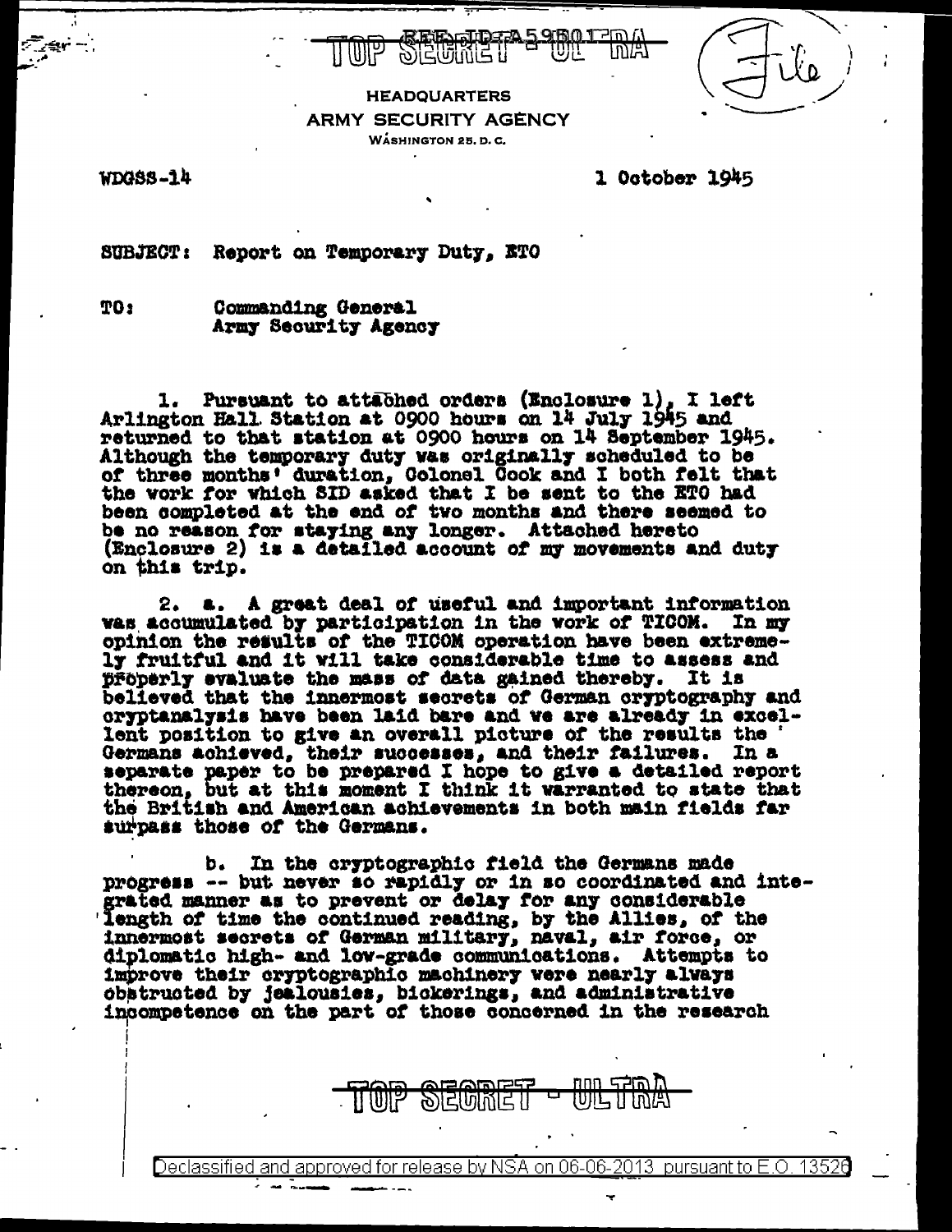TOP SECRET - ULTRA

File

HEADQUARTERS
ARMY SECURITY AGENCY
WASHINGTON 25, D. C.

WDGSS-14

1 October 1945

SUBJECT: Report on Temporary Duty, ETO

TO: Commanding General
Army Security Agency

1. Pursuant to attached orders (Enclosure 1), I left Arlington Hall Station at 0900 hours on 14 July 1945 and returned to that station at 0900 hours on 14 September 1945. Although the temporary duty was originally scheduled to be of three months' duration, Colonel Cook and I both felt that the work for which SID asked that I be sent to the ETO had been completed at the end of two months and there seemed to be no reason for staying any longer. Attached hereto (Enclosure 2) is a detailed account of my movements and duty on this trip.

2. a. A great deal of useful and important information was accumulated by participation in the work of TICOM. In my opinion the results of the TICOM operation have been extremely fruitful and it will take considerable time to assess and properly evaluate the mass of data gained thereby. It is believed that the innermost secrets of German cryptography and cryptanalysis have been laid bare and we are already in excellent position to give an overall picture of the results the Germans achieved, their successes, and their failures. In a separate paper to be prepared I hope to give a detailed report thereon, but at this moment I think it warranted to state that the British and American achievements in both main fields far surpass those of the Germans.

b. In the cryptographic field the Germans made progress -- but never so rapidly or in so coordinated and integrated manner as to prevent or delay for any considerable length of time the continued reading, by the Allies, of the innermost secrets of German military, naval, air force, or diplomatic high- and low-grade communications. Attempts to improve their cryptographic machinery were nearly always obstructed by jealousies, bickerings, and administrative incompetence on the part of those concerned in the research

TOP SECRET - ULTRA

Declassified and approved for release by NSA on 06-06-2013 pursuant to E.O. 13526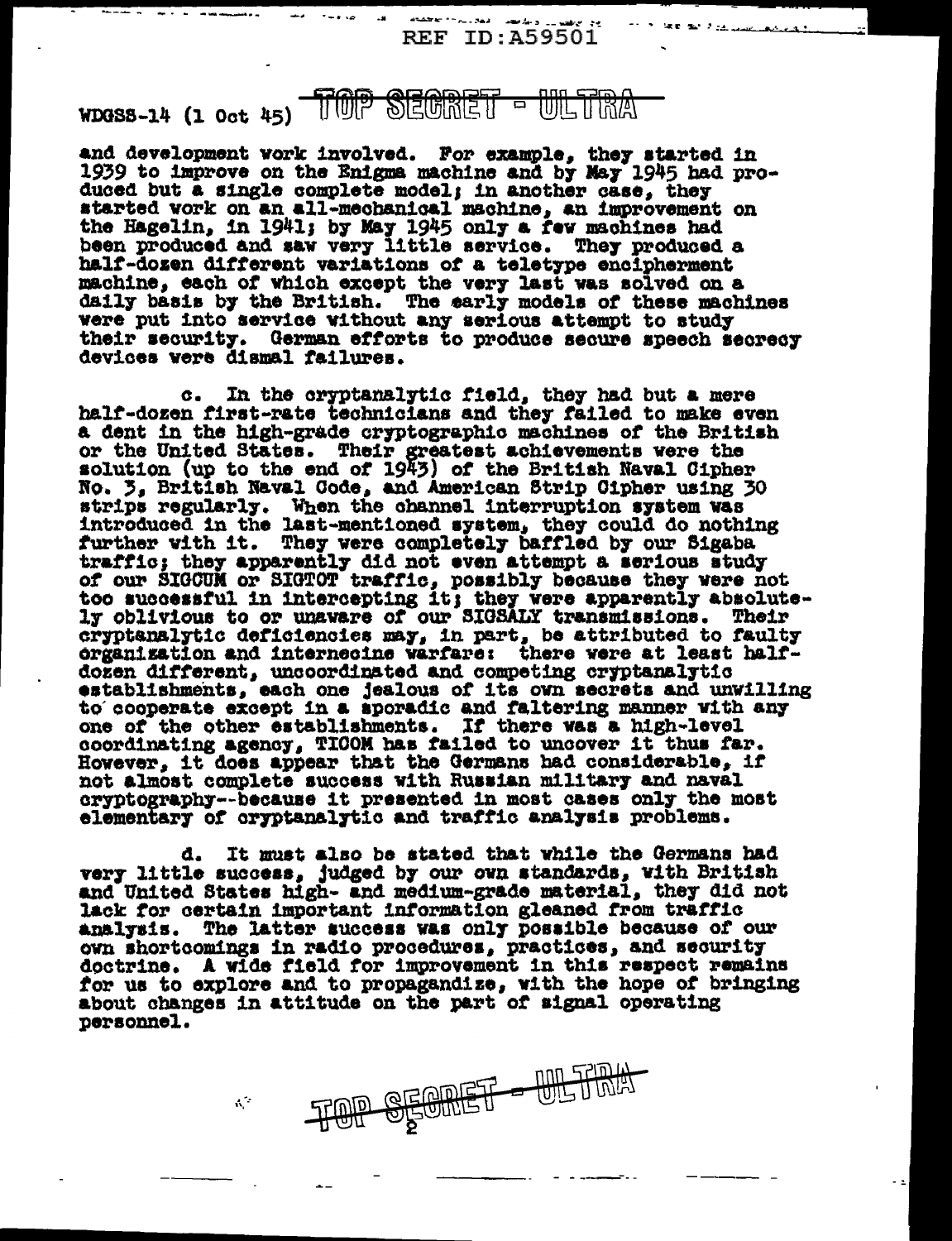and development work involved. For example, they started in 1939 to improve on the Enigma machine and by May 1945 had produced but a single complete model; in another case, they started work on an all-mechanical machine, an improvement on the Hagelin, in 1941; by May 1945 only a few machines had been produced and saw very little service. They produced a half-dozen different variations of a teletype encipherment machine, each of which except the very last was solved on a daily basis by the British. The early models of these machines were put into service without any serious attempt to study their security. German efforts to produce secure speech secrecy devices were dismal failures.

c. In the cryptanalytic field, they had but a mere half-dozen first-rate technicians and they failed to make even a dent in the high-grade cryptographic machines of the British or the United States. Their greatest achievements were the solution (up to the end of 1943) of the British Naval Cipher No. 3, British Naval Code, and American Strip Cipher using 30 strips regularly. When the channel interruption system was introduced in the last-mentioned system, they could do nothing further with it. They were completely baffled by our Sigaba traffic; they apparently did not even attempt a serious study of our SIGCUM or SIGTOT traffic, possibly because they were not too successful in intercepting it; they were apparently absolutely oblivious to or unaware of our SIGSALY transmissions. Their cryptanalytic deficiencies may, in part, be attributed to faulty organization and internecine warfare: there were at least half-dozen different, uncoordinated and competing cryptanalytic establishments, each one jealous of its own secrets and unwilling to cooperate except in a sporadic and faltering manner with any one of the other establishments. If there was a high-level coordinating agency, TICOM has failed to uncover it thus far. However, it does appear that the Germans had considerable, if not almost complete success with Russian military and naval cryptography--because it presented in most cases only the most elementary of cryptanalytic and traffic analysis problems.

d. It must also be stated that while the Germans had very little success, judged by our own standards, with British and United States high- and medium-grade material, they did not lack for certain important information gleaned from traffic analysis. The latter success was only possible because of our own shortcomings in radio procedures, practices, and security doctrine. A wide field for improvement in this respect remains for us to explore and to propagandize, with the hope of bringing about changes in attitude on the part of signal operating personnel.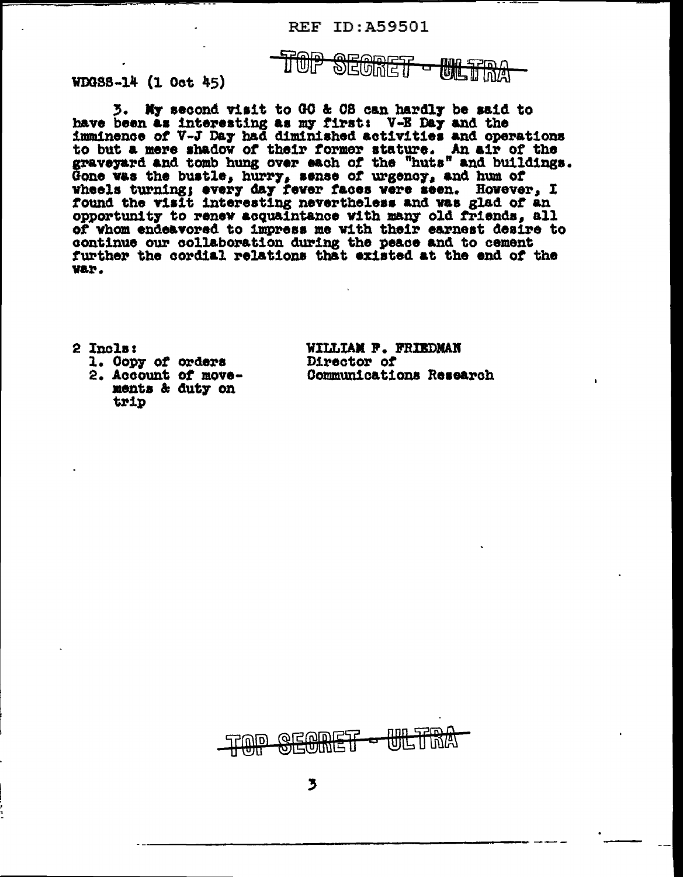WDGSS-14 (1 Oct 45)

TOP SECRET - ULTRA

3. My second visit to GC & CS can hardly be said to have been as interesting as my first: V-E Day and the imminence of V-J Day had diminished activities and operations to but a mere shadow of their former stature. An air of the graveyard and tomb hung over each of the "huts" and buildings. Gone was the bustle, hurry, sense of urgency, and hum of wheels turning; every day fewer faces were seen. However, I found the visit interesting nevertheless and was glad of an opportunity to renew acquaintance with many old friends, all of whom endeavored to impress me with their earnest desire to continue our collaboration during the peace and to cement further the cordial relations that existed at the end of the war.

2 Incls:
1. Copy of orders
2. Account of movements & duty on trip

WILLIAM F. FRIEDMAN
Director of
Communications Research

TOP SECRET - ULTRA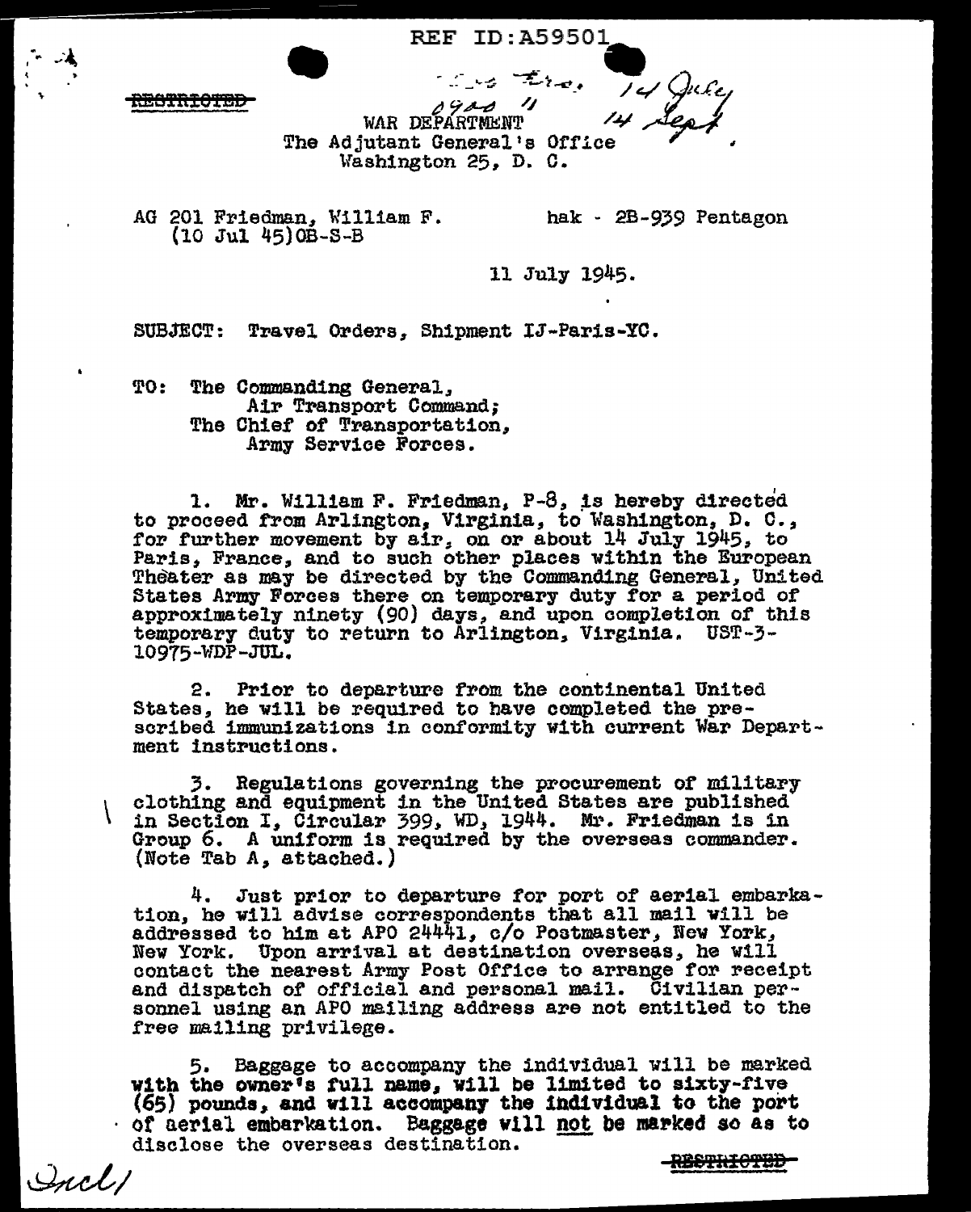REF ID:A59501

~~RESTRICTED~~

0900 " 14 July
14 Sept

WAR DEPARTMENT
The Adjutant General's Office
Washington 25, D. C.

AG 201 Friedman, William F. (10 Jul 45)OB-S-B

hak - 2B-939 Pentagon

11 July 1945.

SUBJECT: Travel Orders, Shipment IJ-Paris-YC.

TO: The Commanding General,
Air Transport Command;
The Chief of Transportation,
Army Service Forces.

1. Mr. William F. Friedman, P-8, is hereby directed to proceed from Arlington, Virginia, to Washington, D. C., for further movement by air, on or about 14 July 1945, to Paris, France, and to such other places within the European Theater as may be directed by the Commanding General, United States Army Forces there on temporary duty for a period of approximately ninety (90) days, and upon completion of this temporary duty to return to Arlington, Virginia. UST-3-10975-WDP-JUL.

2. Prior to departure from the continental United States, he will be required to have completed the prescribed immunizations in conformity with current War Department instructions.

3. Regulations governing the procurement of military clothing and equipment in the United States are published in Section I, Circular 399, WD, 1944. Mr. Friedman is in Group 6. A uniform is required by the overseas commander. (Note Tab A, attached.)

4. Just prior to departure for port of aerial embarkation, he will advise correspondents that all mail will be addressed to him at APO 24441, c/o Postmaster, New York, New York. Upon arrival at destination overseas, he will contact the nearest Army Post Office to arrange for receipt and dispatch of official and personal mail. Civilian personnel using an APO mailing address are not entitled to the free mailing privilege.

5. Baggage to accompany the individual will be marked with the owner's full name, will be limited to sixty-five (65) pounds, and will accompany the individual to the port of aerial embarkation. Baggage will not be marked so as to disclose the overseas destination.

Incl/

~~RESTRICTED~~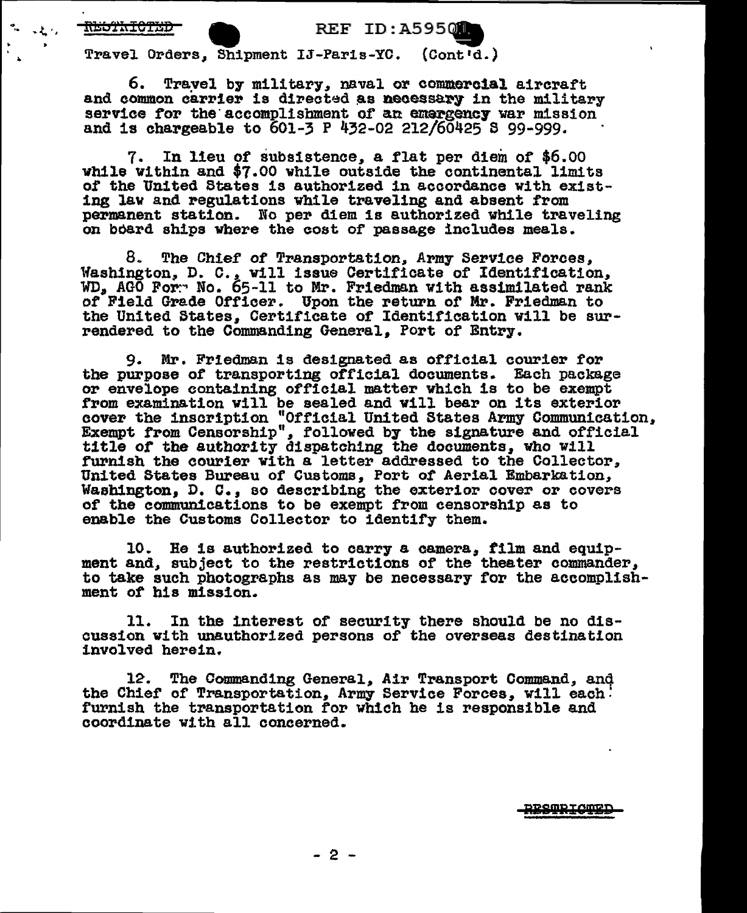Travel Orders, Shipment IJ-Paris-YC. (Cont'd.)

6. Travel by military, naval or commercial aircraft and common carrier is directed as necessary in the military service for the accomplishment of an emergency war mission and is chargeable to 601-3 P 432-02 212/60425 S 99-999.

7. In lieu of subsistence, a flat per diem of $6.00 while within and $7.00 while outside the continental limits of the United States is authorized in accordance with existing law and regulations while traveling and absent from permanent station. No per diem is authorized while traveling on board ships where the cost of passage includes meals.

8. The Chief of Transportation, Army Service Forces, Washington, D. C., will issue Certificate of Identification, WD, AGO Form No. 65-11 to Mr. Friedman with assimilated rank of Field Grade Officer. Upon the return of Mr. Friedman to the United States, Certificate of Identification will be surrendered to the Commanding General, Port of Entry.

9. Mr. Friedman is designated as official courier for the purpose of transporting official documents. Each package or envelope containing official matter which is to be exempt from examination will be sealed and will bear on its exterior cover the inscription "Official United States Army Communication, Exempt from Censorship", followed by the signature and official title of the authority dispatching the documents, who will furnish the courier with a letter addressed to the Collector, United States Bureau of Customs, Port of Aerial Embarkation, Washington, D. C., so describing the exterior cover or covers of the communications to be exempt from censorship as to enable the Customs Collector to identify them.

10. He is authorized to carry a camera, film and equipment and, subject to the restrictions of the theater commander, to take such photographs as may be necessary for the accomplishment of his mission.

11. In the interest of security there should be no discussion with unauthorized persons of the overseas destination involved herein.

12. The Commanding General, Air Transport Command, and the Chief of Transportation, Army Service Forces, will each furnish the transportation for which he is responsible and coordinate with all concerned.

RESTRICTED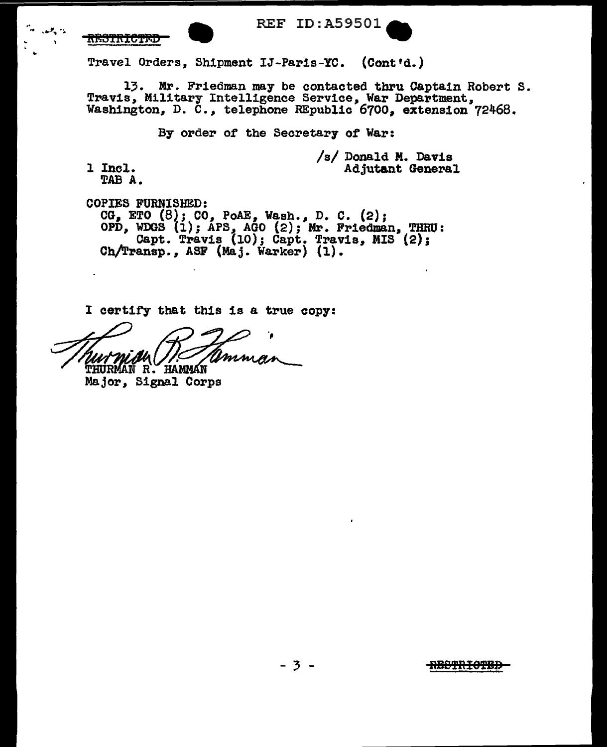RESTRICTED

Travel Orders, Shipment IJ-Paris-YC. (Cont'd.)

13. Mr. Friedman may be contacted thru Captain Robert S. Travis, Military Intelligence Service, War Department, Washington, D. C., telephone REpublic 6700, extension 72468.

By order of the Secretary of War:

/s/ Donald M. Davis
Adjutant General

1 Incl.
TAB A.

COPIES FURNISHED:
CG, ETO (8); CO, PoAE, Wash., D. C. (2); OPD, WDGS (1); APS, AGO (2); Mr. Friedman, THRU: Capt. Travis (10); Capt. Travis, MIS (2); Ch/Transp., ASF (Maj. Warker) (1).

I certify that this is a true copy:

Thurman R. Hamman
THURMAN R. HAMMAN
Major, Signal Corps

RESTRICTED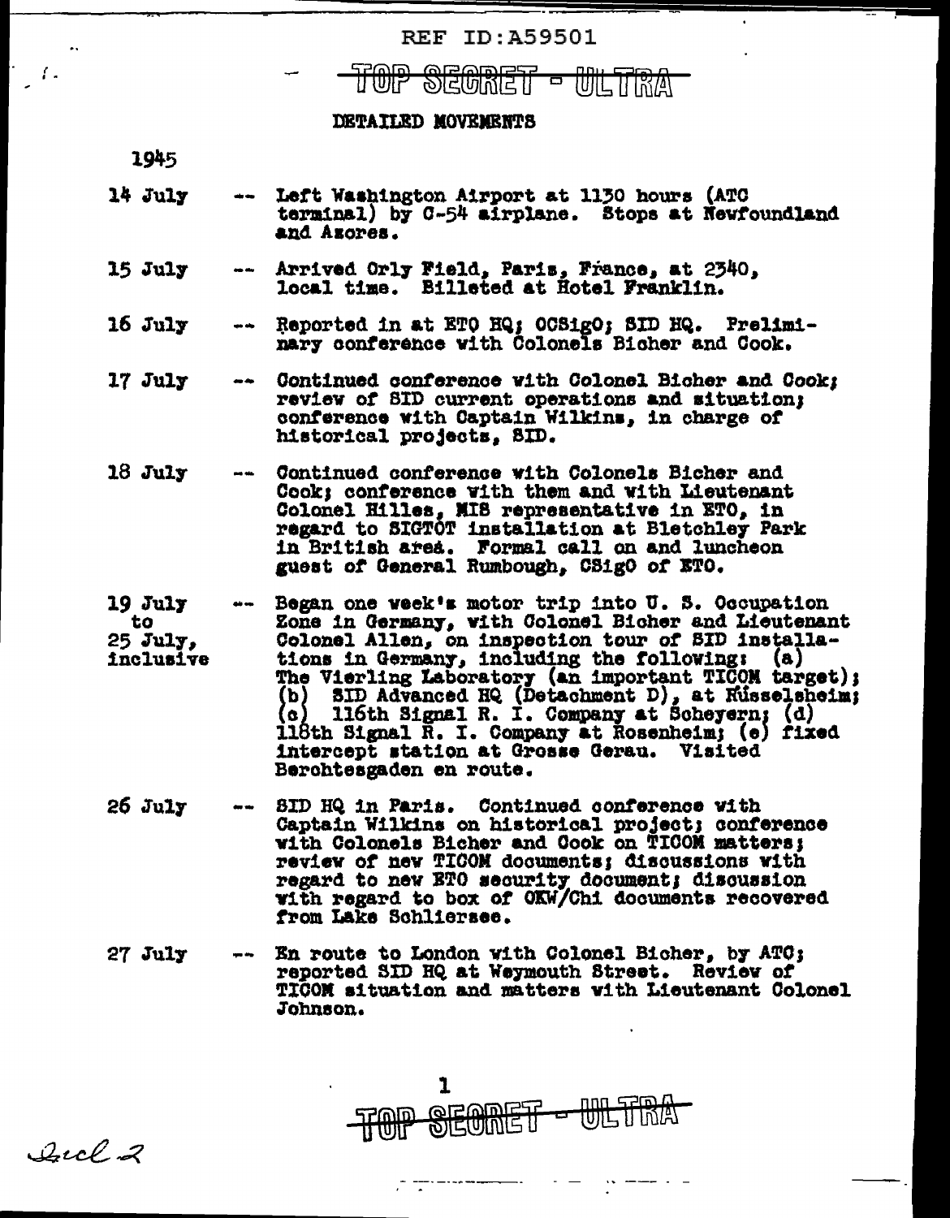TOP SECRET - ULTRA

## DETAILED MOVEMENTS

1945

14 July -- Left Washington Airport at 1130 hours (ATC terminal) by C-54 airplane. Stops at Newfoundland and Azores.

15 July -- Arrived Orly Field, Paris, France, at 2340, local time. Billeted at Hotel Franklin.

16 July -- Reported in at ETO HQ; OCSigO; SID HQ. Preliminary conference with Colonels Bicher and Cook.

17 July -- Continued conference with Colonel Bicher and Cook; review of SID current operations and situation; conference with Captain Wilkins, in charge of historical projects, SID.

18 July -- Continued conference with Colonels Bicher and Cook; conference with them and with Lieutenant Colonel Hilles, MIS representative in ETO, in regard to SIGTOT installation at Bletchley Park in British area. Formal call on and luncheon guest of General Rumbough, CSigO of ETO.

19 July to 25 July, inclusive -- Began one week's motor trip into U. S. Occupation Zone in Germany, with Colonel Bicher and Lieutenant Colonel Allen, on inspection tour of SID installations in Germany, including the following: (a) The Vierling Laboratory (an important TICOM target); (b) SID Advanced HQ (Detachment D), at Rüsselsheim; (c) 116th Signal R. I. Company at Scheyern; (d) 118th Signal R. I. Company at Rosenheim; (e) fixed intercept station at Grosse Gerau. Visited Berchtesgaden en route.

26 July -- SID HQ in Paris. Continued conference with Captain Wilkins on historical project; conference with Colonels Bicher and Cook on TICOM matters; review of new TICOM documents; discussions with regard to new ETO security document; discussion with regard to box of OKW/Chi documents recovered from Lake Schliersee.

27 July -- En route to London with Colonel Bicher, by ATC; reported SID HQ at Weymouth Street. Review of TICOM situation and matters with Lieutenant Colonel Johnson.

TOP SECRET - ULTRA

Incl 2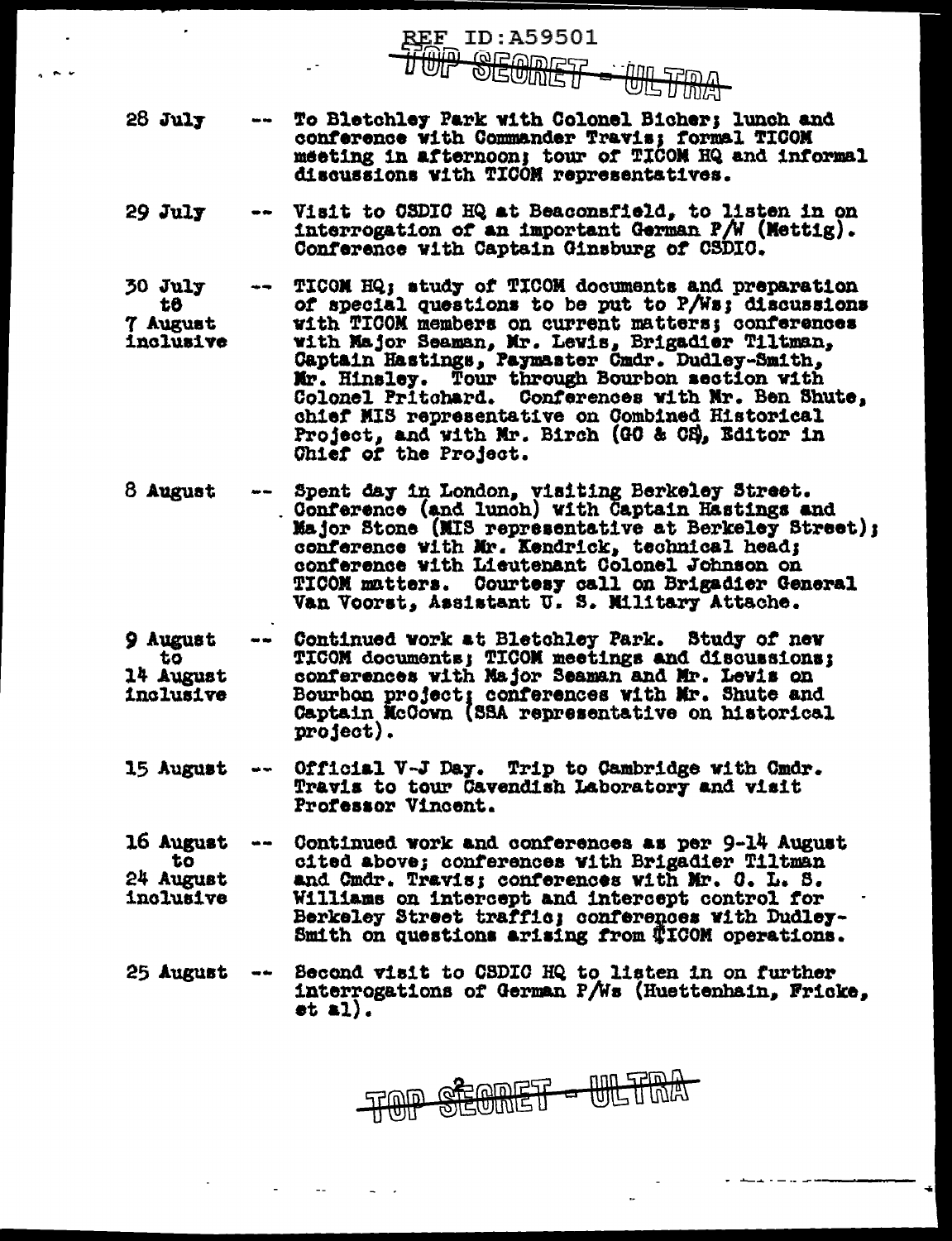REF ID:A59501

TOP SECRET - ULTRA

28 July -- To Bletchley Park with Colonel Bicher; lunch and conference with Commander Travis; formal TICOM meeting in afternoon; tour of TICOM HQ and informal discussions with TICOM representatives.

29 July -- Visit to CSDIC HQ at Beaconsfield, to listen in on interrogation of an important German P/W (Mettig). Conference with Captain Ginsburg of CSDIC.

30 July to 7 August inclusive -- TICOM HQ; study of TICOM documents and preparation of special questions to be put to P/Ws; discussions with TICOM members on current matters; conferences with Major Seaman, Mr. Lewis, Brigadier Tiltman, Captain Hastings, Paymaster Cmdr. Dudley-Smith, Mr. Hinsley. Tour through Bourbon section with Colonel Pritchard. Conferences with Mr. Ben Shute, chief MIS representative on Combined Historical Project, and with Mr. Birch (GC & CS), Editor in Chief of the Project.

8 August -- Spent day in London, visiting Berkeley Street. Conference (and lunch) with Captain Hastings and Major Stone (MIS representative at Berkeley Street); conference with Mr. Kendrick, technical head; conference with Lieutenant Colonel Johnson on TICOM matters. Courtesy call on Brigadier General Van Voorst, Assistant U. S. Military Attache.

9 August to 14 August inclusive -- Continued work at Bletchley Park. Study of new TICOM documents; TICOM meetings and discussions; conferences with Major Seaman and Mr. Lewis on Bourbon project; conferences with Mr. Shute and Captain McCown (SSA representative on historical project).

15 August -- Official V-J Day. Trip to Cambridge with Cmdr. Travis to tour Cavendish Laboratory and visit Professor Vincent.

16 August to 24 August inclusive -- Continued work and conferences as per 9-14 August cited above; conferences with Brigadier Tiltman and Cmdr. Travis; conferences with Mr. C. L. S. Williams on intercept and intercept control for Berkeley Street traffic; conferences with Dudley-Smith on questions arising from TICOM operations.

25 August -- Second visit to CSDIC HQ to listen in on further interrogations of German P/Ws (Huettenhain, Fricke, et al).

TOP SECRET - ULTRA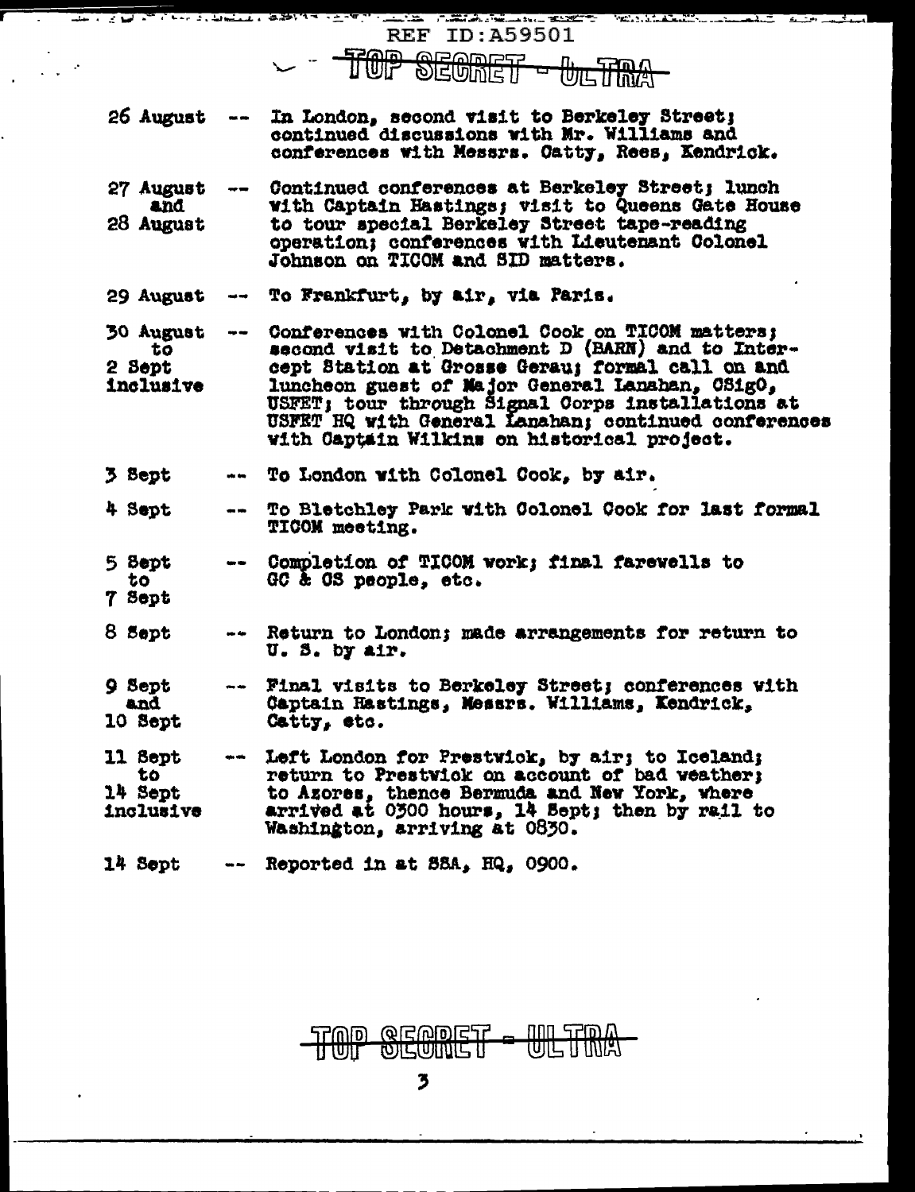REF ID:A59501

TOP SECRET - ULTRA

| | |
|---|---|
| 26 August | -- In London, second visit to Berkeley Street; continued discussions with Mr. Williams and conferences with Messrs. Catty, Rees, Kendrick. |
| 27 August and 28 August | -- Continued conferences at Berkeley Street; lunch with Captain Hastings; visit to Queens Gate House to tour special Berkeley Street tape-reading operation; conferences with Lieutenant Colonel Johnson on TICOM and SID matters. |
| 29 August | -- To Frankfurt, by air, via Paris. |
| 30 August to 2 Sept inclusive | -- Conferences with Colonel Cook on TICOM matters; second visit to Detachment D (BARN) and to Intercept Station at Grosse Gerau; formal call on and luncheon guest of Major General Lanahan, CSigO, USFET; tour through Signal Corps installations at USFET HQ with General Lanahan; continued conferences with Captain Wilkins on historical project. |
| 3 Sept | -- To London with Colonel Cook, by air. |
| 4 Sept | -- To Bletchley Park with Colonel Cook for last formal TICOM meeting. |
| 5 Sept to 7 Sept | -- Completion of TICOM work; final farewells to GC & CS people, etc. |
| 8 Sept | -- Return to London; made arrangements for return to U. S. by air. |
| 9 Sept and 10 Sept | -- Final visits to Berkeley Street; conferences with Captain Hastings, Messrs. Williams, Kendrick, Catty, etc. |
| 11 Sept to 14 Sept inclusive | -- Left London for Prestwick, by air; to Iceland; return to Prestwick on account of bad weather; to Azores, thence Bermuda and New York, where arrived at 0300 hours, 14 Sept; then by rail to Washington, arriving at 0830. |
| 14 Sept | -- Reported in at SSA, HQ, 0900. |

TOP SECRET - ULTRA